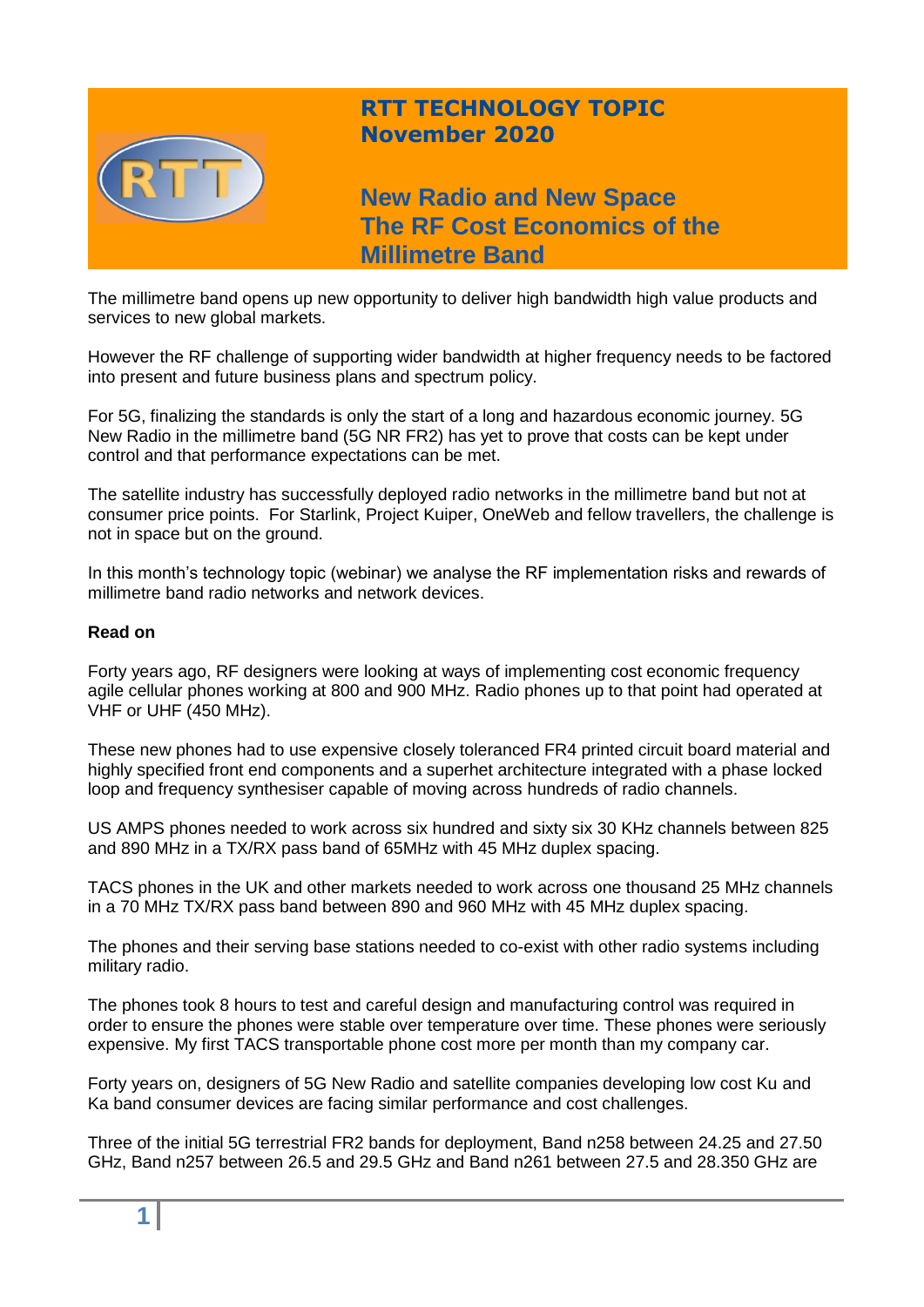# RTT TECHNOLOGY TOPIC
## November 2020

# New Radio and New Space The RF Cost Economics of the Millimetre Band

The millimetre band opens up new opportunity to deliver high bandwidth high value products and services to new global markets.

However the RF challenge of supporting wider bandwidth at higher frequency needs to be factored into present and future business plans and spectrum policy.

For 5G, finalizing the standards is only the start of a long and hazardous economic journey. 5G New Radio in the millimetre band (5G NR FR2) has yet to prove that costs can be kept under control and that performance expectations can be met.

The satellite industry has successfully deployed radio networks in the millimetre band but not at consumer price points. For Starlink, Project Kuiper, OneWeb and fellow travellers, the challenge is not in space but on the ground.

In this month's technology topic (webinar) we analyse the RF implementation risks and rewards of millimetre band radio networks and network devices.

**Read on**

Forty years ago, RF designers were looking at ways of implementing cost economic frequency agile cellular phones working at 800 and 900 MHz. Radio phones up to that point had operated at VHF or UHF (450 MHz).

These new phones had to use expensive closely toleranced FR4 printed circuit board material and highly specified front end components and a superhet architecture integrated with a phase locked loop and frequency synthesiser capable of moving across hundreds of radio channels.

US AMPS phones needed to work across six hundred and sixty six 30 KHz channels between 825 and 890 MHz in a TX/RX pass band of 65MHz with 45 MHz duplex spacing.

TACS phones in the UK and other markets needed to work across one thousand 25 MHz channels in a 70 MHz TX/RX pass band between 890 and 960 MHz with 45 MHz duplex spacing.

The phones and their serving base stations needed to co-exist with other radio systems including military radio.

The phones took 8 hours to test and careful design and manufacturing control was required in order to ensure the phones were stable over temperature over time. These phones were seriously expensive. My first TACS transportable phone cost more per month than my company car.

Forty years on, designers of 5G New Radio and satellite companies developing low cost Ku and Ka band consumer devices are facing similar performance and cost challenges.

Three of the initial 5G terrestrial FR2 bands for deployment, Band n258 between 24.25 and 27.50 GHz, Band n257 between 26.5 and 29.5 GHz and Band n261 between 27.5 and 28.350 GHz are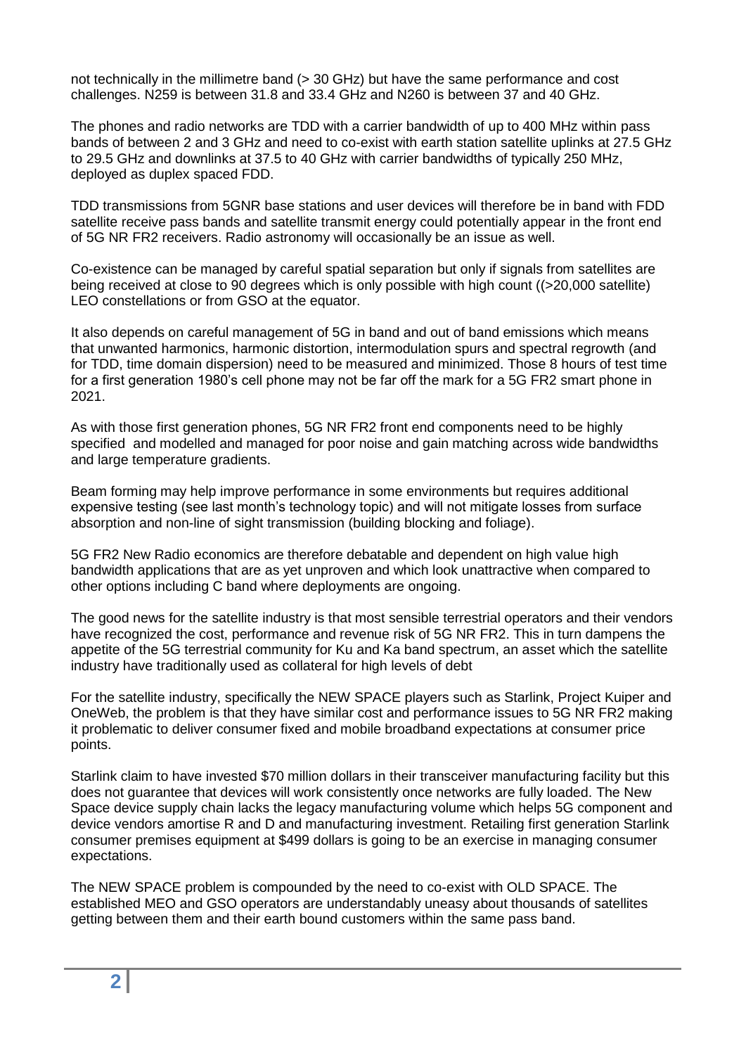not technically in the millimetre band (> 30 GHz) but have the same performance and cost challenges. N259 is between 31.8 and 33.4 GHz and N260 is between 37 and 40 GHz.

The phones and radio networks are TDD with a carrier bandwidth of up to 400 MHz within pass bands of between 2 and 3 GHz and need to co-exist with earth station satellite uplinks at 27.5 GHz to 29.5 GHz and downlinks at 37.5 to 40 GHz with carrier bandwidths of typically 250 MHz, deployed as duplex spaced FDD.

TDD transmissions from 5GNR base stations and user devices will therefore be in band with FDD satellite receive pass bands and satellite transmit energy could potentially appear in the front end of 5G NR FR2 receivers. Radio astronomy will occasionally be an issue as well.

Co-existence can be managed by careful spatial separation but only if signals from satellites are being received at close to 90 degrees which is only possible with high count ((>20,000 satellite) LEO constellations or from GSO at the equator.

It also depends on careful management of 5G in band and out of band emissions which means that unwanted harmonics, harmonic distortion, intermodulation spurs and spectral regrowth (and for TDD, time domain dispersion) need to be measured and minimized. Those 8 hours of test time for a first generation 1980's cell phone may not be far off the mark for a 5G FR2 smart phone in 2021.

As with those first generation phones, 5G NR FR2 front end components need to be highly specified and modelled and managed for poor noise and gain matching across wide bandwidths and large temperature gradients.

Beam forming may help improve performance in some environments but requires additional expensive testing (see last month's technology topic) and will not mitigate losses from surface absorption and non-line of sight transmission (building blocking and foliage).

5G FR2 New Radio economics are therefore debatable and dependent on high value high bandwidth applications that are as yet unproven and which look unattractive when compared to other options including C band where deployments are ongoing.

The good news for the satellite industry is that most sensible terrestrial operators and their vendors have recognized the cost, performance and revenue risk of 5G NR FR2. This in turn dampens the appetite of the 5G terrestrial community for Ku and Ka band spectrum, an asset which the satellite industry have traditionally used as collateral for high levels of debt

For the satellite industry, specifically the NEW SPACE players such as Starlink, Project Kuiper and OneWeb, the problem is that they have similar cost and performance issues to 5G NR FR2 making it problematic to deliver consumer fixed and mobile broadband expectations at consumer price points.

Starlink claim to have invested $70 million dollars in their transceiver manufacturing facility but this does not guarantee that devices will work consistently once networks are fully loaded. The New Space device supply chain lacks the legacy manufacturing volume which helps 5G component and device vendors amortise R and D and manufacturing investment. Retailing first generation Starlink consumer premises equipment at $499 dollars is going to be an exercise in managing consumer expectations.

The NEW SPACE problem is compounded by the need to co-exist with OLD SPACE. The established MEO and GSO operators are understandably uneasy about thousands of satellites getting between them and their earth bound customers within the same pass band.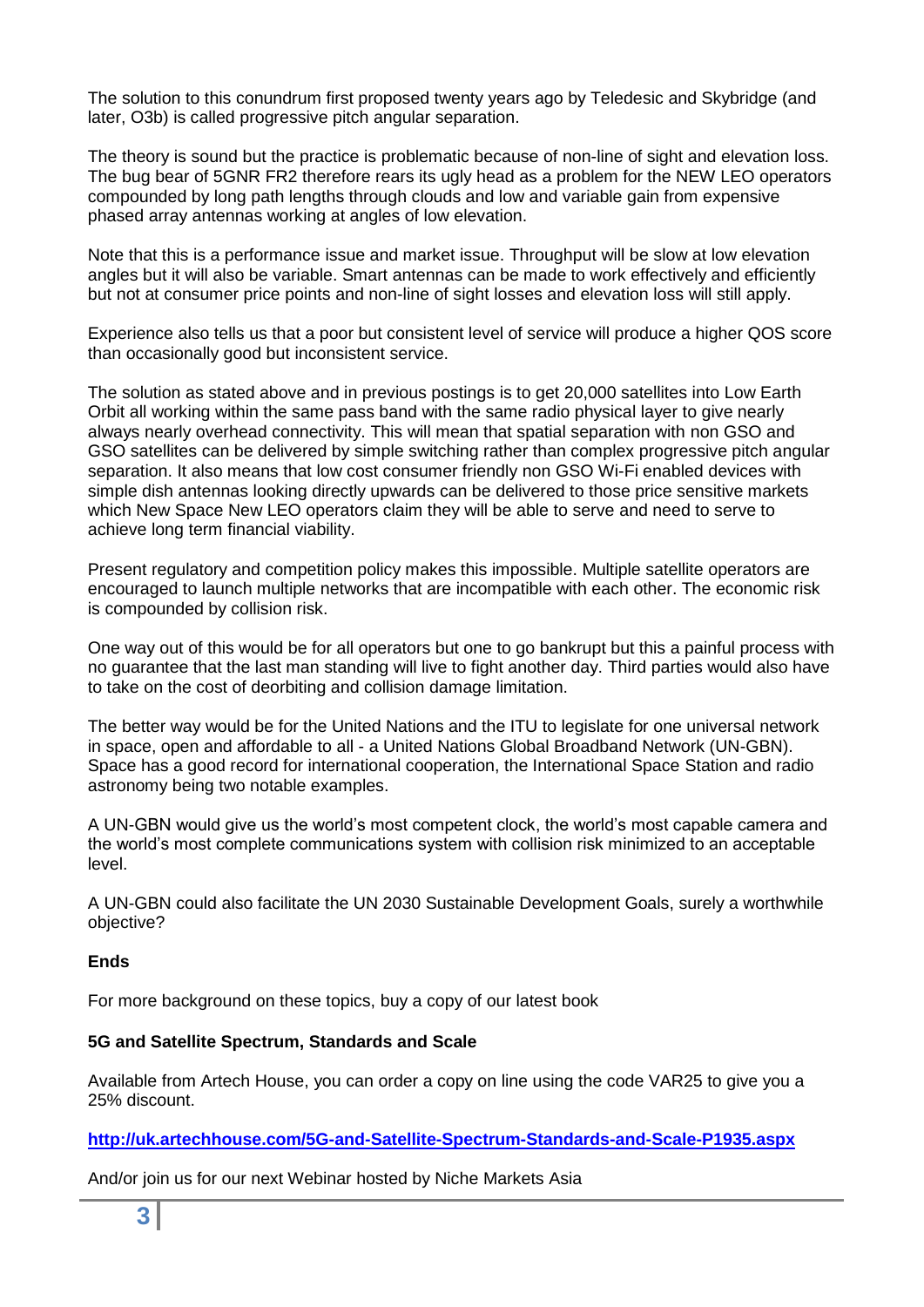The solution to this conundrum first proposed twenty years ago by Teledesic and Skybridge (and later, O3b) is called progressive pitch angular separation.

The theory is sound but the practice is problematic because of non-line of sight and elevation loss. The bug bear of 5GNR FR2 therefore rears its ugly head as a problem for the NEW LEO operators compounded by long path lengths through clouds and low and variable gain from expensive phased array antennas working at angles of low elevation.

Note that this is a performance issue and market issue. Throughput will be slow at low elevation angles but it will also be variable. Smart antennas can be made to work effectively and efficiently but not at consumer price points and non-line of sight losses and elevation loss will still apply.

Experience also tells us that a poor but consistent level of service will produce a higher QOS score than occasionally good but inconsistent service.

The solution as stated above and in previous postings is to get 20,000 satellites into Low Earth Orbit all working within the same pass band with the same radio physical layer to give nearly always nearly overhead connectivity. This will mean that spatial separation with non GSO and GSO satellites can be delivered by simple switching rather than complex progressive pitch angular separation. It also means that low cost consumer friendly non GSO Wi-Fi enabled devices with simple dish antennas looking directly upwards can be delivered to those price sensitive markets which New Space New LEO operators claim they will be able to serve and need to serve to achieve long term financial viability.

Present regulatory and competition policy makes this impossible. Multiple satellite operators are encouraged to launch multiple networks that are incompatible with each other. The economic risk is compounded by collision risk.

One way out of this would be for all operators but one to go bankrupt but this a painful process with no guarantee that the last man standing will live to fight another day. Third parties would also have to take on the cost of deorbiting and collision damage limitation.

The better way would be for the United Nations and the ITU to legislate for one universal network in space, open and affordable to all - a United Nations Global Broadband Network (UN-GBN). Space has a good record for international cooperation, the International Space Station and radio astronomy being two notable examples.

A UN-GBN would give us the world's most competent clock, the world's most capable camera and the world's most complete communications system with collision risk minimized to an acceptable level.

A UN-GBN could also facilitate the UN 2030 Sustainable Development Goals, surely a worthwhile objective?

**Ends**

For more background on these topics, buy a copy of our latest book

**5G and Satellite Spectrum, Standards and Scale**

Available from Artech House, you can order a copy on line using the code VAR25 to give you a 25% discount.

**http://uk.artechhouse.com/5G-and-Satellite-Spectrum-Standards-and-Scale-P1935.aspx**

And/or join us for our next Webinar hosted by Niche Markets Asia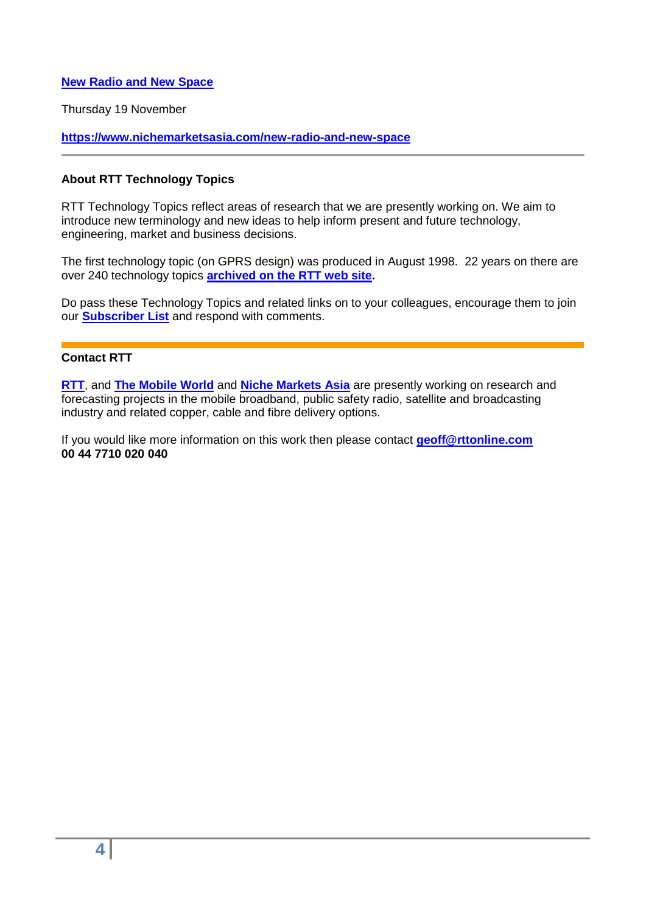**New Radio and New Space**

Thursday 19 November

**https://www.nichemarketsasia.com/new-radio-and-new-space**

---

### About RTT Technology Topics

RTT Technology Topics reflect areas of research that we are presently working on. We aim to introduce new terminology and new ideas to help inform present and future technology, engineering, market and business decisions.

The first technology topic (on GPRS design) was produced in August 1998. 22 years on there are over 240 technology topics **archived on the RTT web site.**

Do pass these Technology Topics and related links on to your colleagues, encourage them to join our **Subscriber List** and respond with comments.

---

### Contact RTT

**RTT**, and **The Mobile World** and **Niche Markets Asia** are presently working on research and forecasting projects in the mobile broadband, public safety radio, satellite and broadcasting industry and related copper, cable and fibre delivery options.

If you would like more information on this work then please contact **geoff@rttonline.com**
**00 44 7710 020 040**